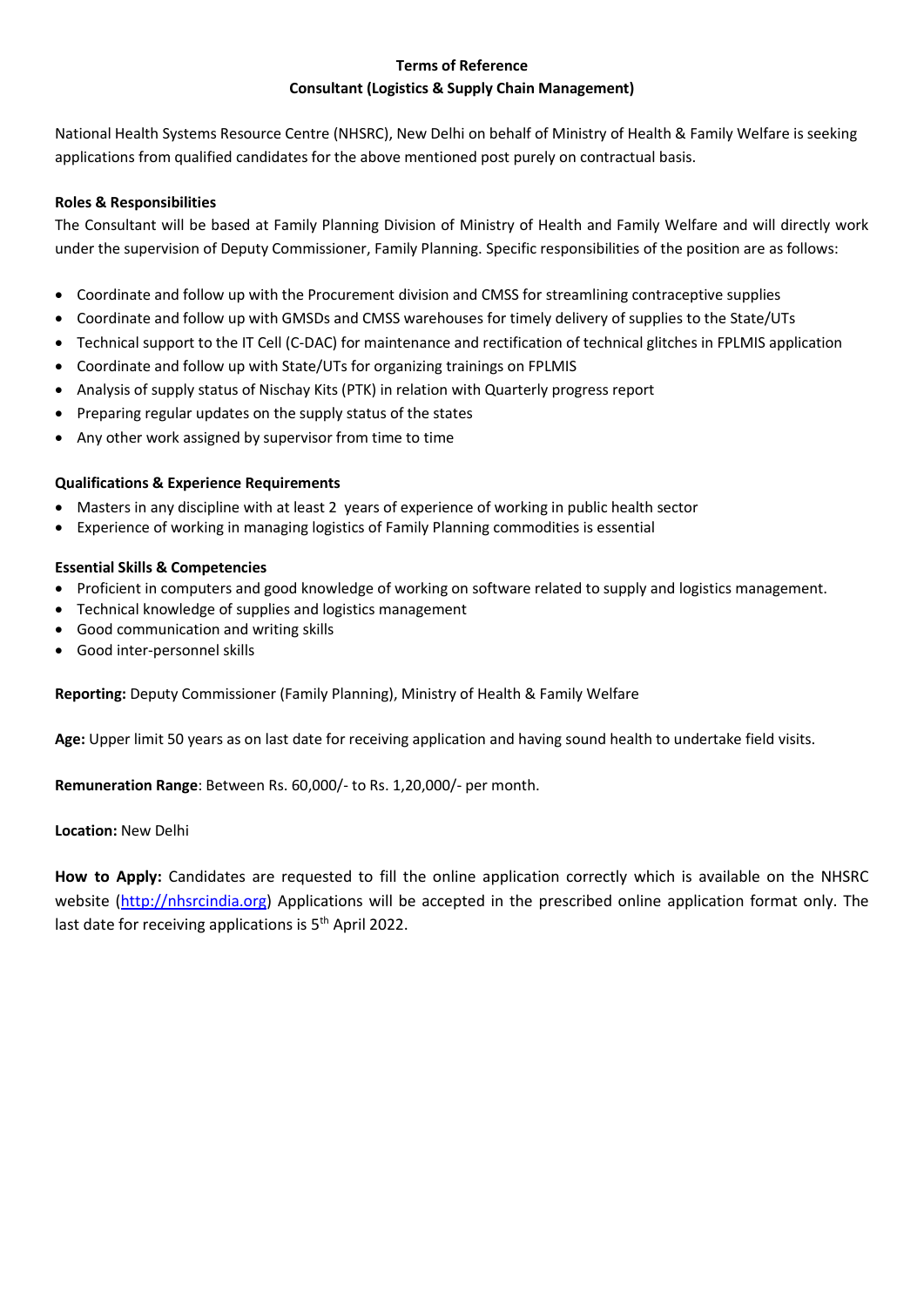# Terms of Reference
## Consultant (Logistics & Supply Chain Management)

National Health Systems Resource Centre (NHSRC), New Delhi on behalf of Ministry of Health & Family Welfare is seeking applications from qualified candidates for the above mentioned post purely on contractual basis.

### Roles & Responsibilities

The Consultant will be based at Family Planning Division of Ministry of Health and Family Welfare and will directly work under the supervision of Deputy Commissioner, Family Planning. Specific responsibilities of the position are as follows:

- Coordinate and follow up with the Procurement division and CMSS for streamlining contraceptive supplies
- Coordinate and follow up with GMSDs and CMSS warehouses for timely delivery of supplies to the State/UTs
- Technical support to the IT Cell (C-DAC) for maintenance and rectification of technical glitches in FPLMIS application
- Coordinate and follow up with State/UTs for organizing trainings on FPLMIS
- Analysis of supply status of Nischay Kits (PTK) in relation with Quarterly progress report
- Preparing regular updates on the supply status of the states
- Any other work assigned by supervisor from time to time

### Qualifications & Experience Requirements

- Masters in any discipline with at least 2 years of experience of working in public health sector
- Experience of working in managing logistics of Family Planning commodities is essential

### Essential Skills & Competencies

- Proficient in computers and good knowledge of working on software related to supply and logistics management.
- Technical knowledge of supplies and logistics management
- Good communication and writing skills
- Good inter-personnel skills

**Reporting:** Deputy Commissioner (Family Planning), Ministry of Health & Family Welfare

**Age:** Upper limit 50 years as on last date for receiving application and having sound health to undertake field visits.

**Remuneration Range**: Between Rs. 60,000/- to Rs. 1,20,000/- per month.

**Location:** New Delhi

**How to Apply:** Candidates are requested to fill the online application correctly which is available on the NHSRC website (http://nhsrcindia.org) Applications will be accepted in the prescribed online application format only. The last date for receiving applications is 5th April 2022.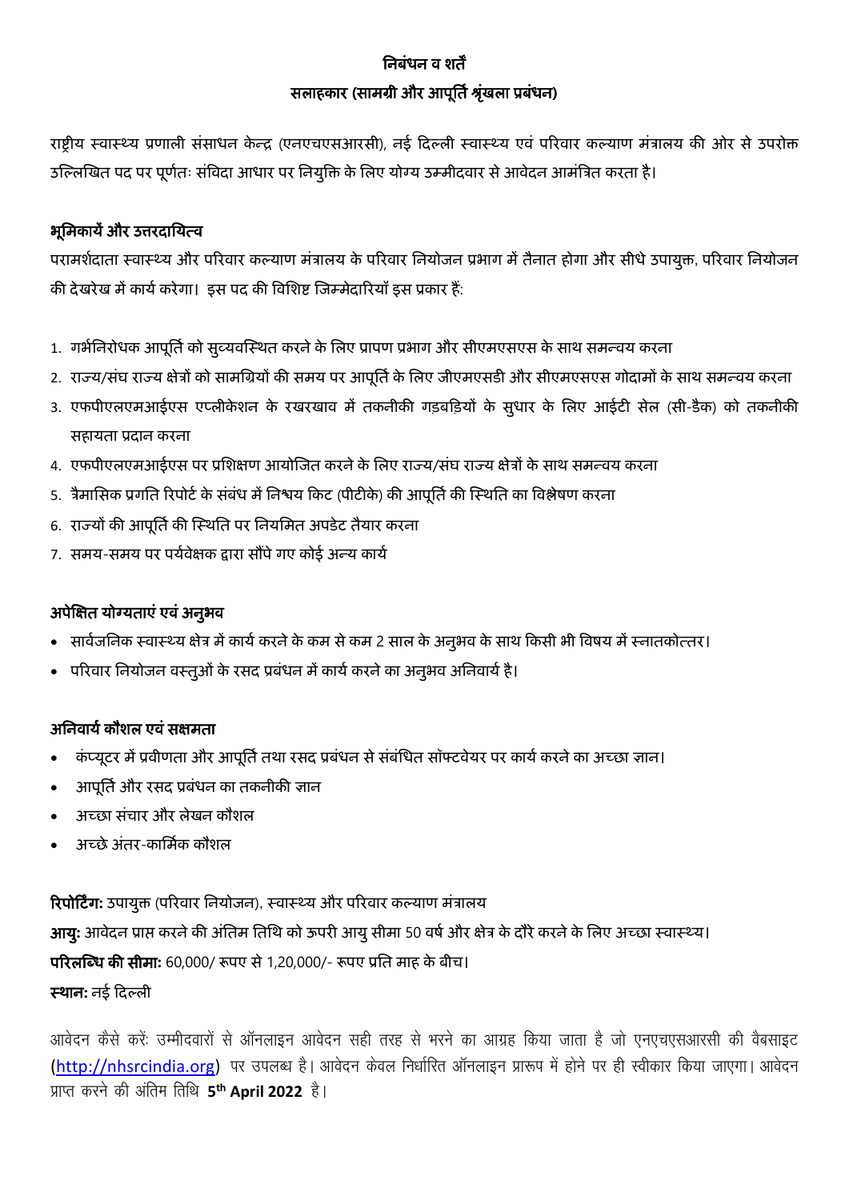# निबंधन व शर्तें

## सलाहकार (सामग्री और आपूर्ति श्रृंखला प्रबंधन)

राष्ट्रीय स्वास्थ्य प्रणाली संसाधन केन्द्र (एनएचएसआरसी), नई दिल्ली स्वास्थ्य एवं परिवार कल्याण मंत्रालय की ओर से उपरोक्त उल्लिखित पद पर पूर्णतः संविदा आधार पर नियुक्ति के लिए योग्य उम्मीदवार से आवेदन आमंत्रित करता है।

### भूमिकायें और उत्तरदायित्व

परामर्शदाता स्वास्थ्य और परिवार कल्याण मंत्रालय के परिवार नियोजन प्रभाग में तैनात होगा और सीधे उपायुक्त, परिवार नियोजन की देखरेख में कार्य करेगा। इस पद की विशिष्ट जिम्मेदारियाँ इस प्रकार हैं:

1. गर्भनिरोधक आपूर्ति को सुव्यवस्थित करने के लिए प्रापण प्रभाग और सीएमएसएस के साथ समन्वय करना
2. राज्य/संघ राज्य क्षेत्रों को सामग्रियों की समय पर आपूर्ति के लिए जीएमएसडी और सीएमएसएस गोदामों के साथ समन्वय करना
3. एफपीएलएमआईएस एप्लीकेशन के रखरखाव में तकनीकी गड़बड़ियों के सुधार के लिए आईटी सेल (सी-डैक) को तकनीकी सहायता प्रदान करना
4. एफपीएलएमआईएस पर प्रशिक्षण आयोजित करने के लिए राज्य/संघ राज्य क्षेत्रों के साथ समन्वय करना
5. त्रैमासिक प्रगति रिपोर्ट के संबंध में निश्चय किट (पीटीके) की आपूर्ति की स्थिति का विश्लेषण करना
6. राज्यों की आपूर्ति की स्थिति पर नियमित अपडेट तैयार करना
7. समय-समय पर पर्यवेक्षक द्वारा सौंपे गए कोई अन्य कार्य

### अपेक्षित योग्यताएं एवं अनुभव

- सार्वजनिक स्वास्थ्य क्षेत्र में कार्य करने के कम से कम 2 साल के अनुभव के साथ किसी भी विषय में स्नातकोत्तर।
- परिवार नियोजन वस्तुओं के रसद प्रबंधन में कार्य करने का अनुभव अनिवार्य है।

### अनिवार्य कौशल एवं सक्षमता

- कंप्यूटर में प्रवीणता और आपूर्ति तथा रसद प्रबंधन से संबंधित सॉफ्टवेयर पर कार्य करने का अच्छा ज्ञान।
- आपूर्ति और रसद प्रबंधन का तकनीकी ज्ञान
- अच्छा संचार और लेखन कौशल
- अच्छे अंतर-कार्मिक कौशल

**रिपोर्टिंग:** उपायुक्त (परिवार नियोजन), स्वास्थ्य और परिवार कल्याण मंत्रालय

**आयु:** आवेदन प्राप्त करने की अंतिम तिथि को ऊपरी आयु सीमा 50 वर्ष और क्षेत्र के दौरे करने के लिए अच्छा स्वास्थ्य।

**परिलब्धि की सीमा:** 60,000/ रूपए से 1,20,000/- रूपए प्रति माह के बीच।

**स्थान:** नई दिल्ली

आवेदन कैसे करें: उम्मीदवारों से ऑनलाइन आवेदन सही तरह से भरने का आग्रह किया जाता है जो एनएचएसआरसी की वैबसाइट (http://nhsrcindia.org) पर उपलब्ध है। आवेदन केवल निर्धारित ऑनलाइन प्रारूप में होने पर ही स्वीकार किया जाएगा। आवेदन प्राप्त करने की अंतिम तिथि **5th April 2022** है।